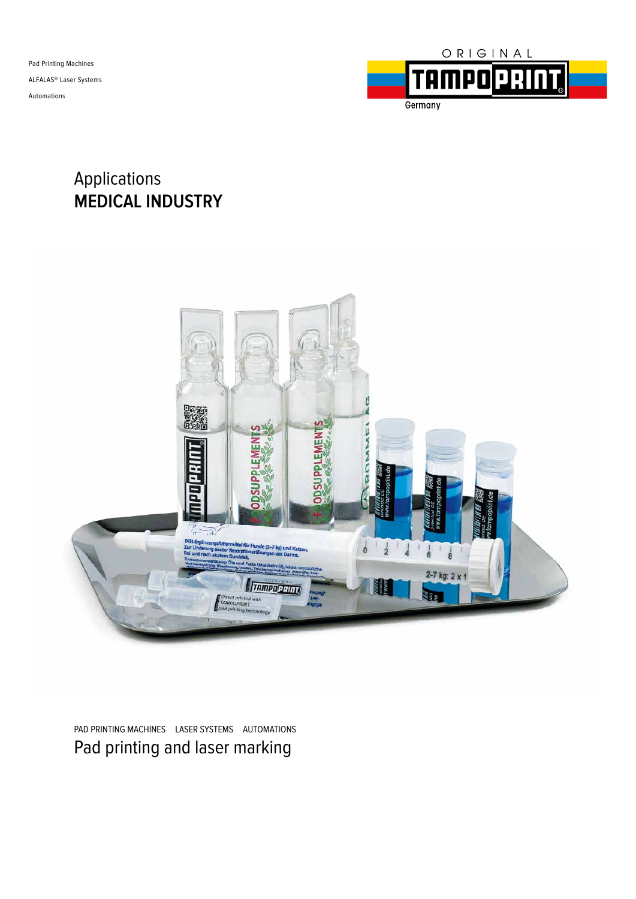Pad Printing Machines

ALFALAS® Laser Systems

Automations

ORIGINAL TAMPOPRINT Germany

# Applications
# MEDICAL INDUSTRY

PAD PRINTING MACHINES LASER SYSTEMS AUTOMATIONS

## Pad printing and laser marking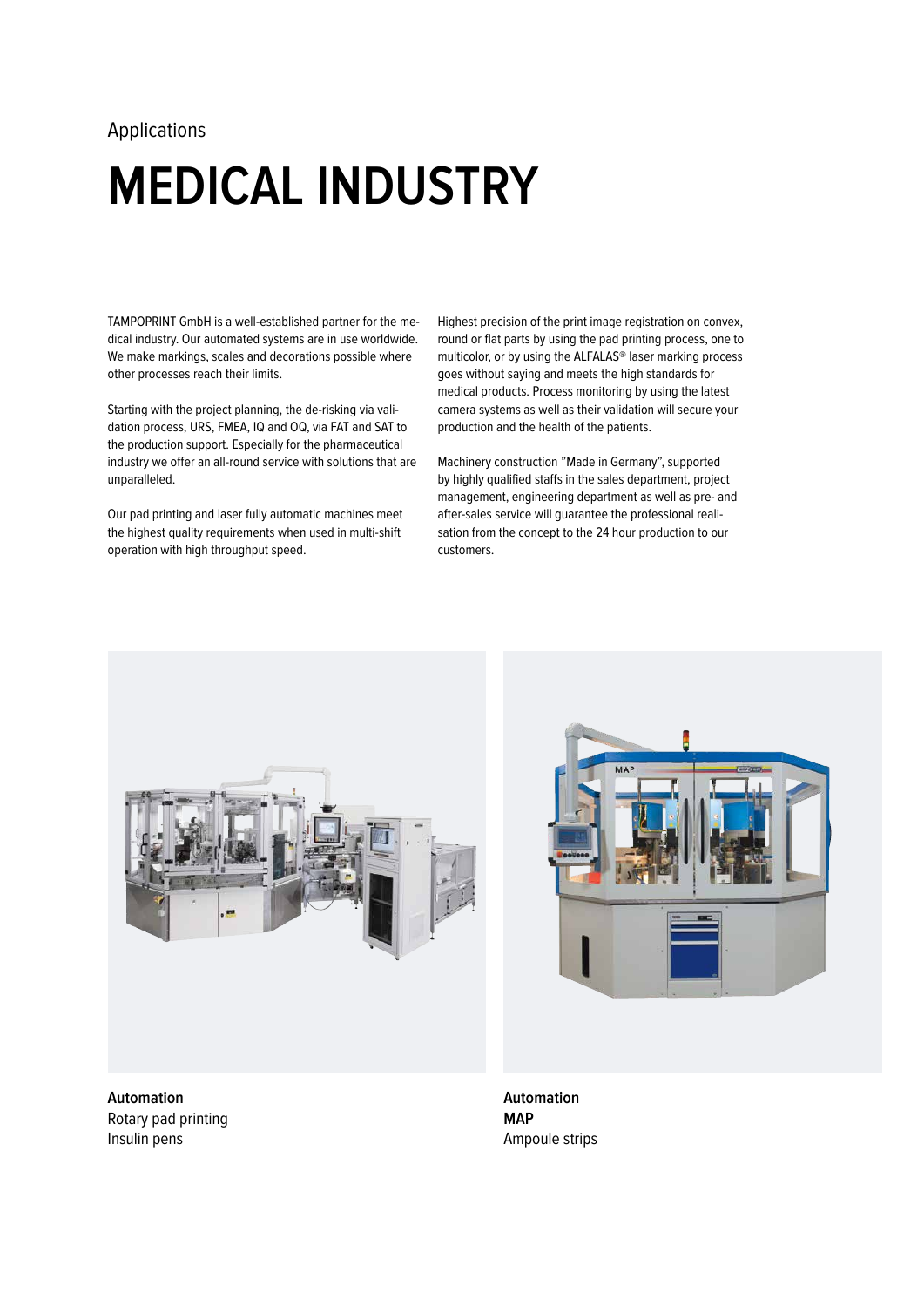Applications

# MEDICAL INDUSTRY

TAMPOPRINT GmbH is a well-established partner for the medical industry. Our automated systems are in use worldwide. We make markings, scales and decorations possible where other processes reach their limits.

Starting with the project planning, the de-risking via validation process, URS, FMEA, IQ and OQ, via FAT and SAT to the production support. Especially for the pharmaceutical industry we offer an all-round service with solutions that are unparalleled.

Our pad printing and laser fully automatic machines meet the highest quality requirements when used in multi-shift operation with high throughput speed.

Highest precision of the print image registration on convex, round or flat parts by using the pad printing process, one to multicolor, or by using the ALFALAS® laser marking process goes without saying and meets the high standards for medical products. Process monitoring by using the latest camera systems as well as their validation will secure your production and the health of the patients.

Machinery construction "Made in Germany", supported by highly qualified staffs in the sales department, project management, engineering department as well as pre- and after-sales service will guarantee the professional realisation from the concept to the 24 hour production to our customers.

**Automation**
Rotary pad printing
Insulin pens

**Automation**
**MAP**
Ampoule strips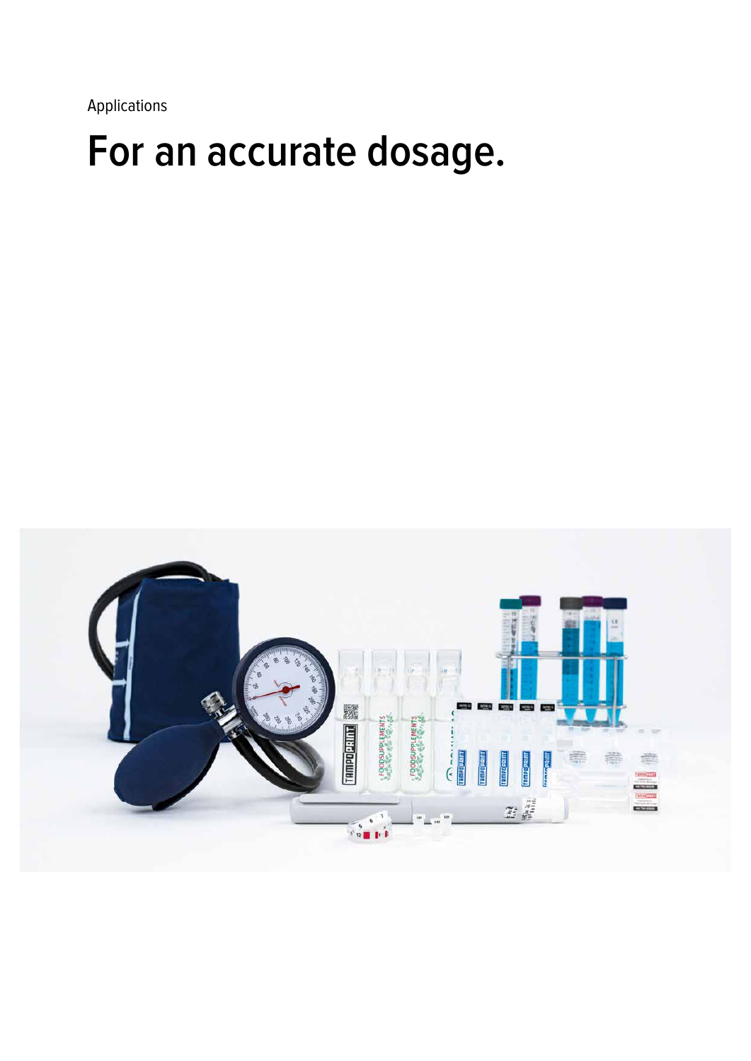Applications

# For an accurate dosage.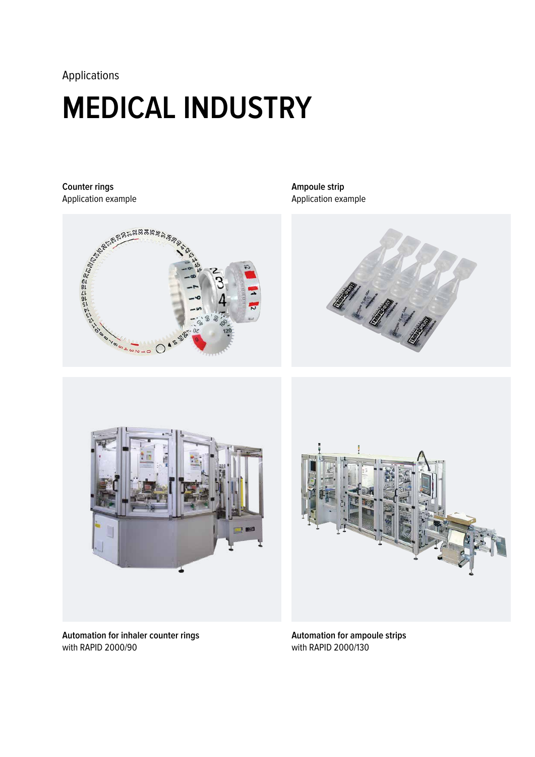Applications

# MEDICAL INDUSTRY

**Counter rings**
Application example

**Ampoule strip**
Application example

**Automation for inhaler counter rings**
with RAPID 2000/90

**Automation for ampoule strips**
with RAPID 2000/130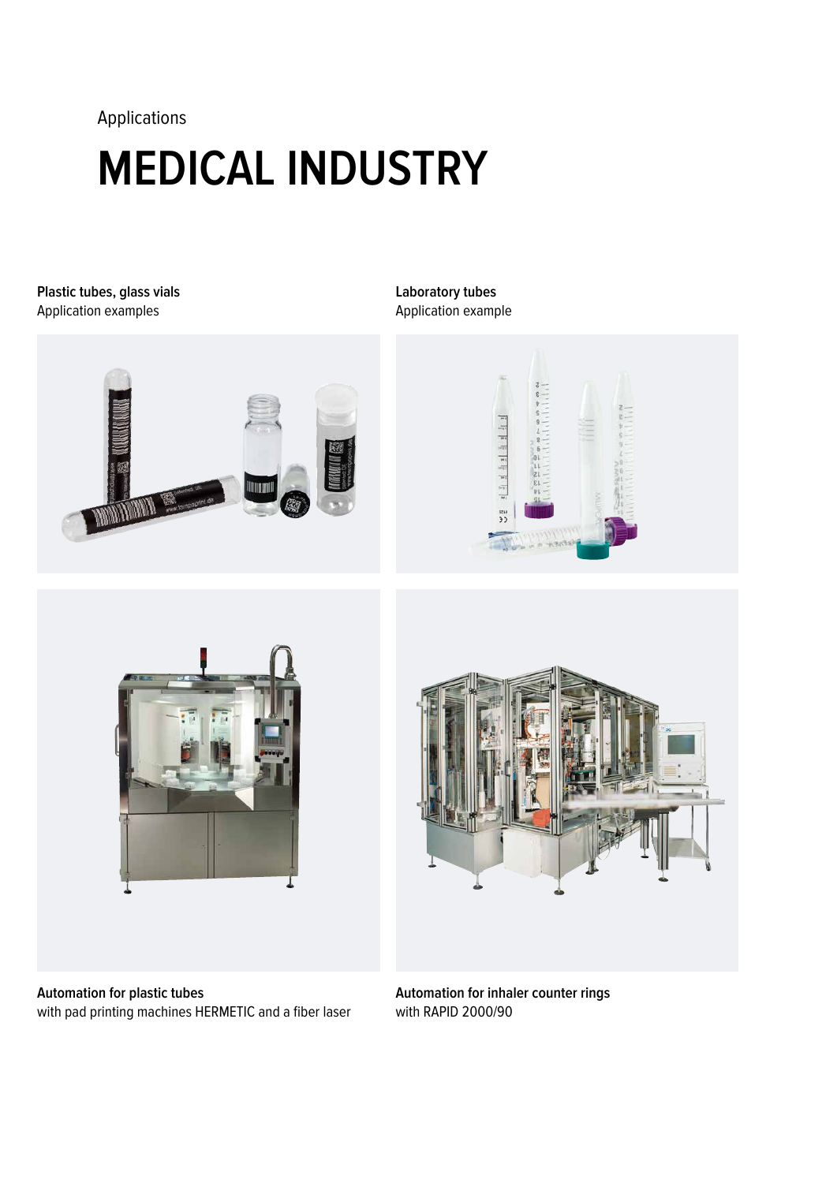Applications

# MEDICAL INDUSTRY

**Plastic tubes, glass vials**
Application examples

**Laboratory tubes**
Application example

**Automation for plastic tubes**
with pad printing machines HERMETIC and a fiber laser

**Automation for inhaler counter rings**
with RAPID 2000/90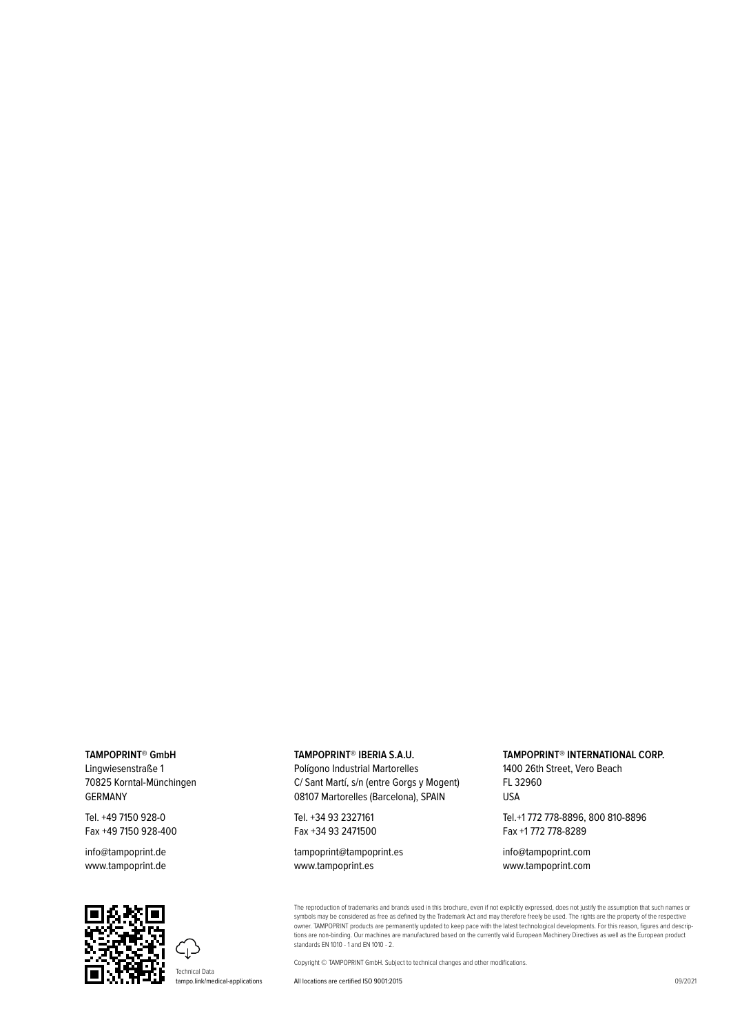**TAMPOPRINT® GmbH**
Lingwiesenstraße 1
70825 Korntal-Münchingen
GERMANY

Tel. +49 7150 928-0
Fax +49 7150 928-400

info@tampoprint.de
www.tampoprint.de

**TAMPOPRINT® IBERIA S.A.U.**
Polígono Industrial Martorelles
C/ Sant Martí, s/n (entre Gorgs y Mogent)
08107 Martorelles (Barcelona), SPAIN

Tel. +34 93 2327161
Fax +34 93 2471500

tampoprint@tampoprint.es
www.tampoprint.es

**TAMPOPRINT® INTERNATIONAL CORP.**
1400 26th Street, Vero Beach
FL 32960
USA

Tel.+1 772 778-8896, 800 810-8896
Fax +1 772 778-8289

info@tampoprint.com
www.tampoprint.com

Technical Data
tampo.link/medical-applications

The reproduction of trademarks and brands used in this brochure, even if not explicitly expressed, does not justify the assumption that such names or symbols may be considered as free as defined by the Trademark Act and may therefore freely be used. The rights are the property of the respective owner. TAMPOPRINT products are permanently updated to keep pace with the latest technological developments. For this reason, figures and descriptions are non-binding. Our machines are manufactured based on the currently valid European Machinery Directives as well as the European product standards EN 1010 - 1 and EN 1010 - 2.

Copyright © TAMPOPRINT GmbH. Subject to technical changes and other modifications.

All locations are certified ISO 9001:2015

09/2021